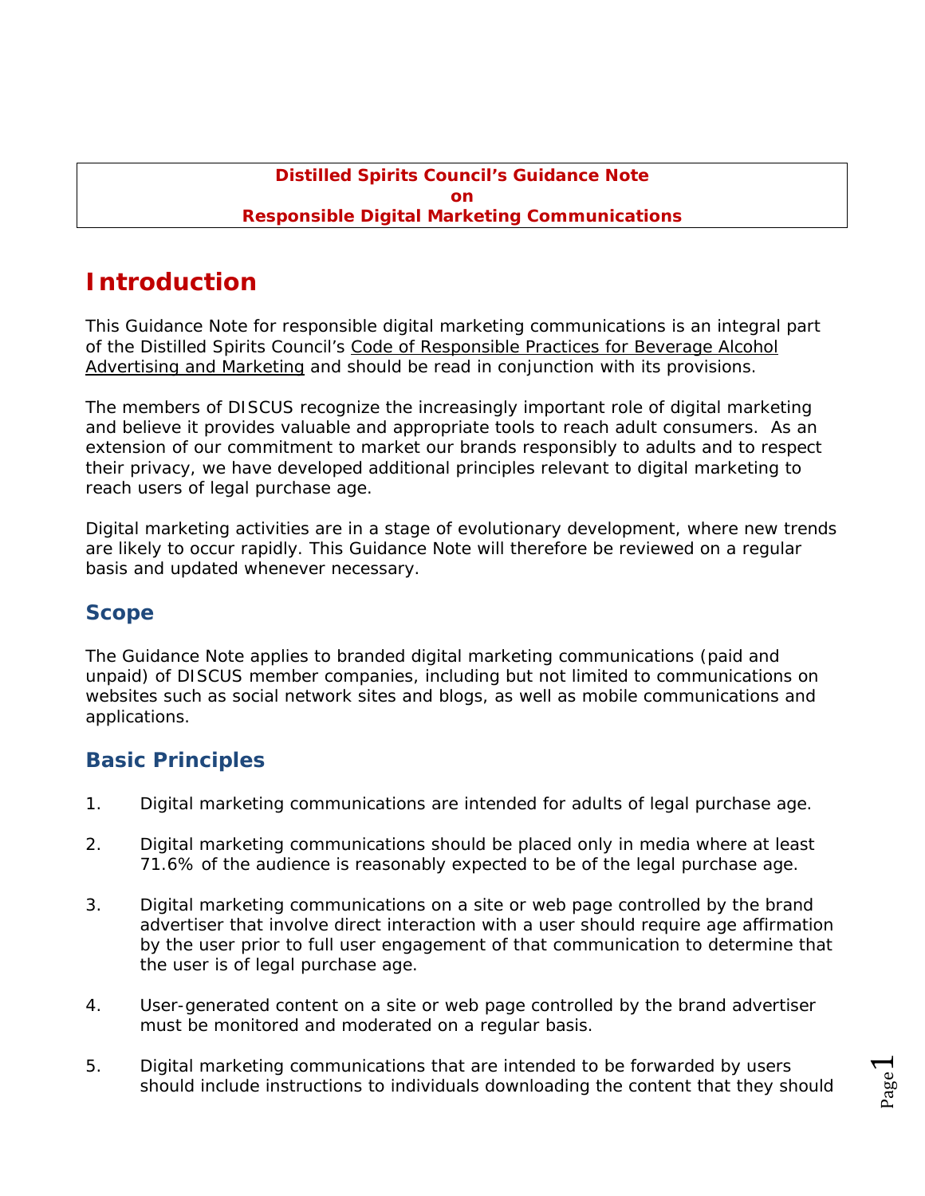**Distilled Spirits Council's Guidance Note on Responsible Digital Marketing Communications**

# Introduction

This Guidance Note for responsible digital marketing communications is an integral part of the Distilled Spirits Council's Code of Responsible Practices for Beverage Alcohol Advertising and Marketing and should be read in conjunction with its provisions.

The members of DISCUS recognize the increasingly important role of digital marketing and believe it provides valuable and appropriate tools to reach adult consumers. As an extension of our commitment to market our brands responsibly to adults and to respect their privacy, we have developed additional principles relevant to digital marketing to reach users of legal purchase age.

Digital marketing activities are in a stage of evolutionary development, where new trends are likely to occur rapidly. This Guidance Note will therefore be reviewed on a regular basis and updated whenever necessary.

## Scope

The Guidance Note applies to branded digital marketing communications (paid and unpaid) of DISCUS member companies, including but not limited to communications on websites such as social network sites and blogs, as well as mobile communications and applications.

## Basic Principles

1. Digital marketing communications are intended for adults of legal purchase age.

2. Digital marketing communications should be placed only in media where at least 71.6% of the audience is reasonably expected to be of the legal purchase age.

3. Digital marketing communications on a site or web page controlled by the brand advertiser that involve direct interaction with a user should require age affirmation by the user prior to full user engagement of that communication to determine that the user is of legal purchase age.

4. User-generated content on a site or web page controlled by the brand advertiser must be monitored and moderated on a regular basis.

5. Digital marketing communications that are intended to be forwarded by users should include instructions to individuals downloading the content that they should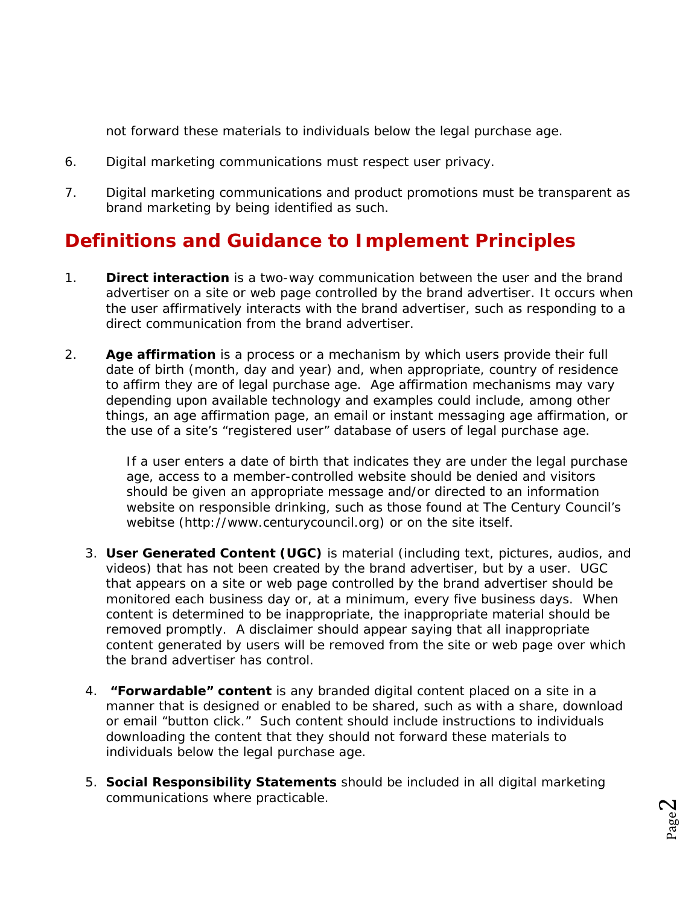not forward these materials to individuals below the legal purchase age.

6. Digital marketing communications must respect user privacy.

7. Digital marketing communications and product promotions must be transparent as brand marketing by being identified as such.

## Definitions and Guidance to Implement Principles

1. **Direct interaction** is a two-way communication between the user and the brand advertiser on a site or web page controlled by the brand advertiser. It occurs when the user affirmatively interacts with the brand advertiser, such as responding to a direct communication from the brand advertiser.

2. **Age affirmation** is a process or a mechanism by which users provide their full date of birth (month, day and year) and, when appropriate, country of residence to affirm they are of legal purchase age. Age affirmation mechanisms may vary depending upon available technology and examples could include, among other things, an age affirmation page, an email or instant messaging age affirmation, or the use of a site's "registered user" database of users of legal purchase age.

   If a user enters a date of birth that indicates they are under the legal purchase age, access to a member-controlled website should be denied and visitors should be given an appropriate message and/or directed to an information website on responsible drinking, such as those found at The Century Council's webitse (http://www.centurycouncil.org) or on the site itself.

3. **User Generated Content (UGC)** is material (including text, pictures, audios, and videos) that has not been created by the brand advertiser, but by a user. UGC that appears on a site or web page controlled by the brand advertiser should be monitored each business day or, at a minimum, every five business days. When content is determined to be inappropriate, the inappropriate material should be removed promptly. A disclaimer should appear saying that all inappropriate content generated by users will be removed from the site or web page over which the brand advertiser has control.

4. **"Forwardable" content** is any branded digital content placed on a site in a manner that is designed or enabled to be shared, such as with a share, download or email "button click." Such content should include instructions to individuals downloading the content that they should not forward these materials to individuals below the legal purchase age.

5. **Social Responsibility Statements** should be included in all digital marketing communications where practicable.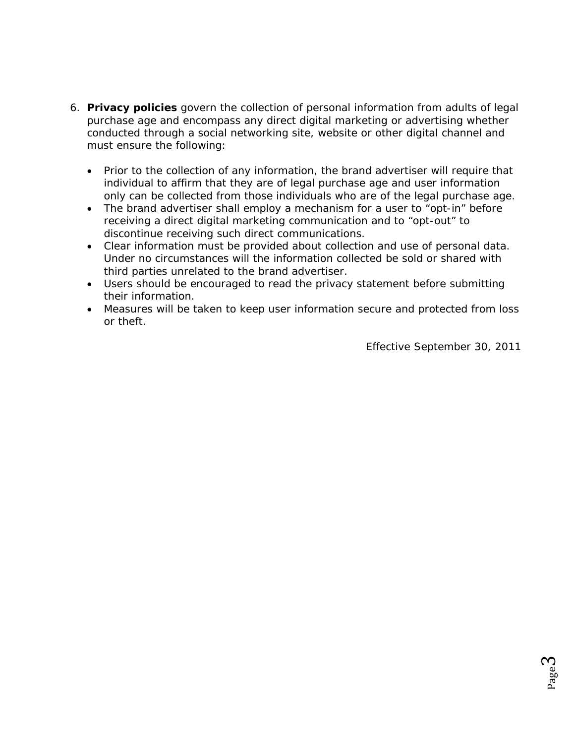6. **Privacy policies** govern the collection of personal information from adults of legal purchase age and encompass any direct digital marketing or advertising whether conducted through a social networking site, website or other digital channel and must ensure the following:

   - Prior to the collection of any information, the brand advertiser will require that individual to affirm that they are of legal purchase age and user information only can be collected from those individuals who are of the legal purchase age.
   - The brand advertiser shall employ a mechanism for a user to "opt-in" before receiving a direct digital marketing communication and to "opt-out" to discontinue receiving such direct communications.
   - Clear information must be provided about collection and use of personal data. Under no circumstances will the information collected be sold or shared with third parties unrelated to the brand advertiser.
   - Users should be encouraged to read the privacy statement before submitting their information.
   - Measures will be taken to keep user information secure and protected from loss or theft.

Effective September 30, 2011